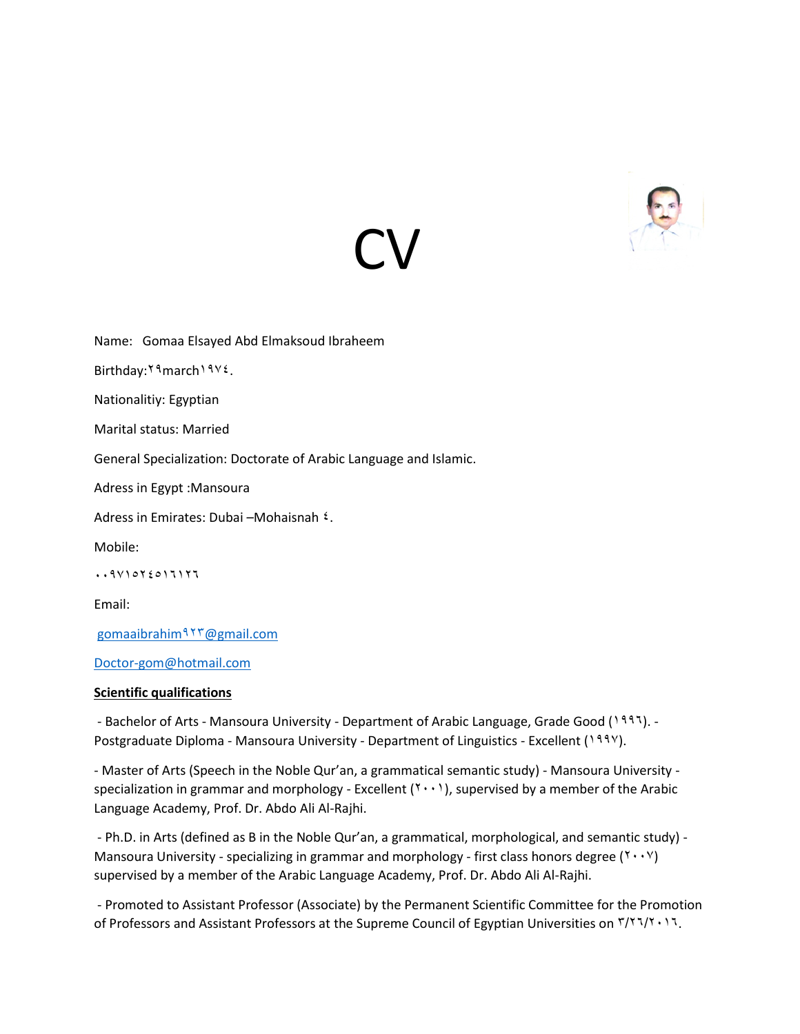# CV

Name: Gomaa Elsayed Abd Elmaksoud Ibraheem

Birthday:٢٩march١٩٧٤.

Nationalitiy: Egyptian

Marital status: Married

General Specialization: Doctorate of Arabic Language and Islamic.

Adress in Egypt :Mansoura

Adress in Emirates: Dubai –Mohaisnah ٤.

Mobile:

٠٠٩٧١٥٢٤٥١٦١٢٦

Email:

gomaaibrahim٩٢٣@gmail.com

Doctor-gom@hotmail.com

**Scientific qualifications**

- Bachelor of Arts - Mansoura University - Department of Arabic Language, Grade Good (١٩٩٦). - Postgraduate Diploma - Mansoura University - Department of Linguistics - Excellent (١٩٩٧).

- Master of Arts (Speech in the Noble Qur'an, a grammatical semantic study) - Mansoura University - specialization in grammar and morphology - Excellent (٢٠٠١), supervised by a member of the Arabic Language Academy, Prof. Dr. Abdo Ali Al-Rajhi.

- Ph.D. in Arts (defined as B in the Noble Qur'an, a grammatical, morphological, and semantic study) - Mansoura University - specializing in grammar and morphology - first class honors degree (٢٠٠٧) supervised by a member of the Arabic Language Academy, Prof. Dr. Abdo Ali Al-Rajhi.

- Promoted to Assistant Professor (Associate) by the Permanent Scientific Committee for the Promotion of Professors and Assistant Professors at the Supreme Council of Egyptian Universities on ٣/٢٦/٢٠١٦.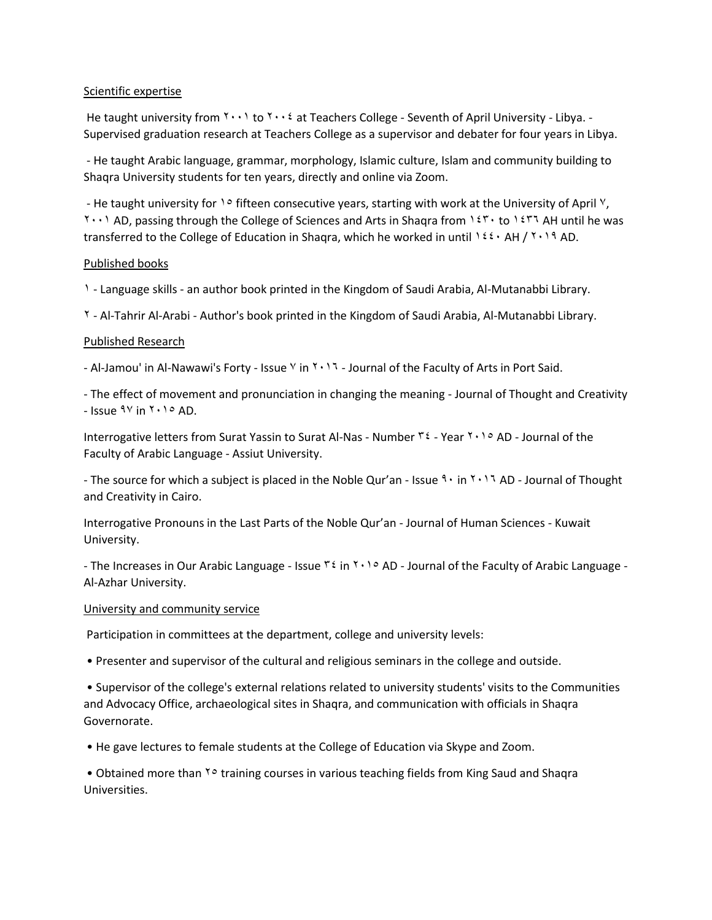Scientific expertise

He taught university from ٢٠٠١ to ٢٠٠٤ at Teachers College - Seventh of April University - Libya. - Supervised graduation research at Teachers College as a supervisor and debater for four years in Libya.

- He taught Arabic language, grammar, morphology, Islamic culture, Islam and community building to Shaqra University students for ten years, directly and online via Zoom.

- He taught university for ١٥ fifteen consecutive years, starting with work at the University of April ٧, ٢٠٠١ AD, passing through the College of Sciences and Arts in Shaqra from ١٤٣٠ to ١٤٣٦ AH until he was transferred to the College of Education in Shaqra, which he worked in until ١٤٤٠ AH / ٢٠١٩ AD.

Published books

١ - Language skills - an author book printed in the Kingdom of Saudi Arabia, Al-Mutanabbi Library.

٢ - Al-Tahrir Al-Arabi - Author's book printed in the Kingdom of Saudi Arabia, Al-Mutanabbi Library.

Published Research

- Al-Jamou' in Al-Nawawi's Forty - Issue ٧ in ٢٠١٦ - Journal of the Faculty of Arts in Port Said.

- The effect of movement and pronunciation in changing the meaning - Journal of Thought and Creativity - Issue ٩٧ in ٢٠١٥ AD.

Interrogative letters from Surat Yassin to Surat Al-Nas - Number ٣٤ - Year ٢٠١٥ AD - Journal of the Faculty of Arabic Language - Assiut University.

- The source for which a subject is placed in the Noble Qur'an - Issue ٩٠ in ٢٠١٦ AD - Journal of Thought and Creativity in Cairo.

Interrogative Pronouns in the Last Parts of the Noble Qur'an - Journal of Human Sciences - Kuwait University.

- The Increases in Our Arabic Language - Issue ٣٤ in ٢٠١٥ AD - Journal of the Faculty of Arabic Language - Al-Azhar University.

University and community service

Participation in committees at the department, college and university levels:

- Presenter and supervisor of the cultural and religious seminars in the college and outside.
- Supervisor of the college's external relations related to university students' visits to the Communities and Advocacy Office, archaeological sites in Shaqra, and communication with officials in Shaqra Governorate.
- He gave lectures to female students at the College of Education via Skype and Zoom.
- Obtained more than ٢٥ training courses in various teaching fields from King Saud and Shaqra Universities.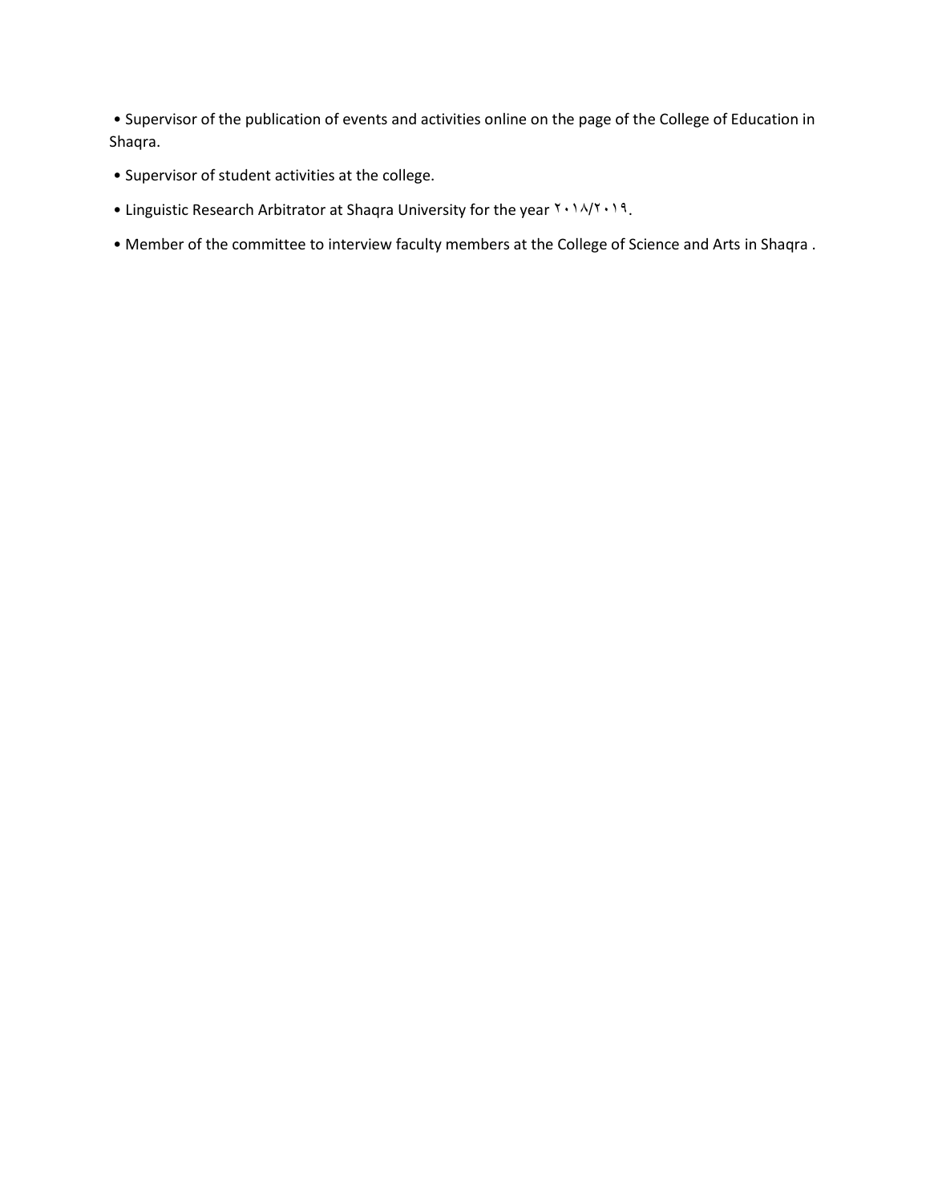- Supervisor of the publication of events and activities online on the page of the College of Education in Shaqra.
- Supervisor of student activities at the college.
- Linguistic Research Arbitrator at Shaqra University for the year ٢٠١٨/٢٠١٩.
- Member of the committee to interview faculty members at the College of Science and Arts in Shaqra .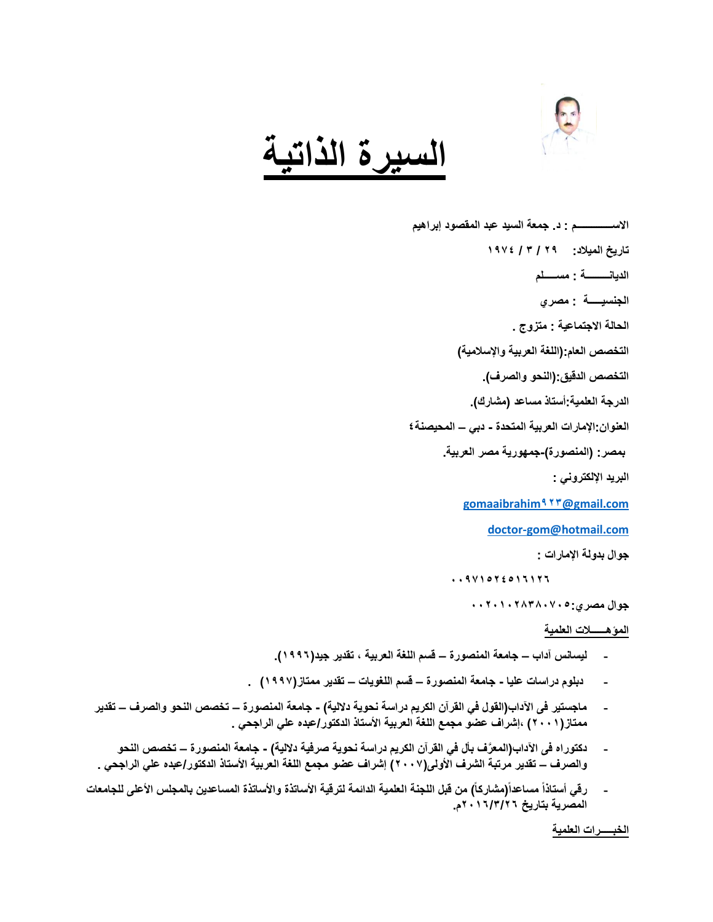# السيرة الذاتية

**الاســــــــم : د. جمعة السيد عبد المقصود إبراهيم**

**تاريخ الميلاد: ٢٩ / ٣ / ١٩٧٤**

**الديانـــــة : مســـلم**

**الجنسيـــة : مصري**

**الحالة الاجتماعية : متزوج .**

**التخصص العام:(اللغة العربية والإسلامية)**

**التخصص الدقيق:(النحو والصرف).**

**الدرجة العلمية:أستاذ مساعد (مشارك).**

**العنوان:الإمارات العربية المتحدة - دبي – المحيصنة٤**

**بمصر: (المنصورة)-جمهورية مصر العربية.**

**البريد الإلكتروني :**

gomaaibrahim٩٢٣@gmail.com

doctor-gom@hotmail.com

**جوال بدولة الإمارات :**

**٠٠٩٧١٥٢٤٥١٦١٢٦**

**جوال مصري:٠٠٢٠١٠٢٨٣٨٠٧٠٥**

## المؤهـــلات العلمية

- **ليسانس آداب – جامعة المنصورة – قسم اللغة العربية ، تقدير جيد(١٩٩٦).**
- **دبلوم دراسات عليا - جامعة المنصورة – قسم اللغويات – تقدير ممتاز(١٩٩٧) .**
- **ماجستير فى الآداب(القول في القرآن الكريم دراسة نحوية دلالية) - جامعة المنصورة – تخصص النحو والصرف – تقدير ممتاز(٢٠٠١) ،إشراف عضو مجمع اللغة العربية الأستاذ الدكتور/عبده علي الراجحي .**
- **دكتوراه فى الآداب(المعرَّف بأل في القرآن الكريم دراسة نحوية صرفية دلالية) - جامعة المنصورة – تخصص النحو والصرف – تقدير مرتبة الشرف الأولى(٢٠٠٧) إشراف عضو مجمع اللغة العربية الأستاذ الدكتور/عبده علي الراجحي .**
- **رقي أستاذاً مساعداً(مشاركاً) من قبل اللجنة العلمية الدائمة لترقية الأساتذة والأساتذة المساعدين بالمجلس الأعلى للجامعات المصرية بتاريخ ٢٠١٦/٣/٢٦م.**

## الخبــــرات العلمية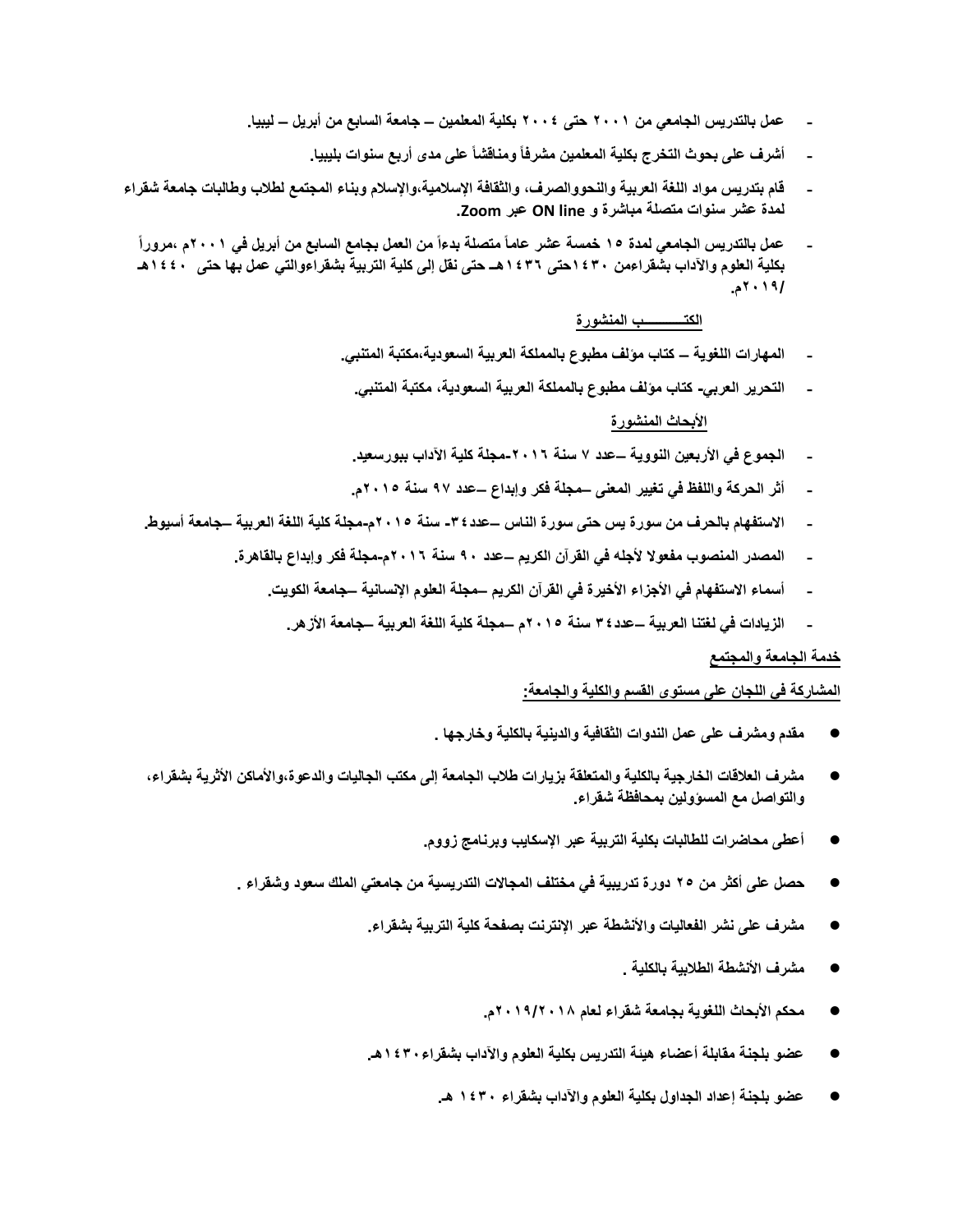- عمل بالتدريس الجامعي من ٢٠٠١ حتى ٢٠٠٤ بكلية المعلمين – جامعة السابع من أبريل – ليبيا.
- أشرف على بحوث التخرج بكلية المعلمين مشرفاً ومناقشاً على مدى أربع سنوات بليبيا.
- قام بتدريس مواد اللغة العربية والنحووالصرف، والثقافة الإسلامية،والإسلام وبناء المجتمع لطلاب وطالبات جامعة شقراء لمدة عشر سنوات متصلة مباشرة و ON line عبر Zoom.
- عمل بالتدريس الجامعي لمدة ١٥ خمسة عشر عاماً متصلة بدءاً من العمل بجامع السابع من أبريل في ٢٠٠١م ،مروراً بكلية العلوم والآداب بشقراءمن ١٤٣٠حتى ١٤٣٦هـ حتى نقل إلى كلية التربية بشقراءوالتي عمل بها حتى ١٤٤٠هـ /٢٠١٩م.

**الكتـــــــــب المنشورة**

- المهارات اللغوية – كتاب مؤلف مطبوع بالمملكة العربية السعودية،مكتبة المتنبي.
- التحرير العربي- كتاب مؤلف مطبوع بالمملكة العربية السعودية، مكتبة المتنبي.

**الأبحاث المنشورة**

- الجموع في الأربعين النووية –عدد ٧ سنة ٢٠١٦-مجلة كلية الآداب ببورسعيد.
- أثر الحركة واللفظ في تغيير المعنى –مجلة فكر وإبداع –عدد ٩٧ سنة ٢٠١٥م.
- الاستفهام بالحرف من سورة يس حتى سورة الناس –عدد٣٤- سنة ٢٠١٥م-مجلة كلية اللغة العربية –جامعة أسيوط.
- المصدر المنصوب مفعولا لأجله في القرآن الكريم –عدد ٩٠ سنة ٢٠١٦م-مجلة فكر وإبداع بالقاهرة.
- أسماء الاستفهام في الأجزاء الأخيرة في القرآن الكريم –مجلة العلوم الإنسانية –جامعة الكويت.
- الزيادات في لغتنا العربية –عدد٣٤ سنة ٢٠١٥م –مجلة كلية اللغة العربية –جامعة الأزهر.

**خدمة الجامعة والمجتمع**

**المشاركة في اللجان على مستوى القسم والكلية والجامعة:**

- مقدم ومشرف على عمل الندوات الثقافية والدينية بالكلية وخارجها .
- مشرف العلاقات الخارجية بالكلية والمتعلقة بزيارات طلاب الجامعة إلى مكتب الجاليات والدعوة،والأماكن الأثرية بشقراء، والتواصل مع المسؤولين بمحافظة شقراء.
- أعطى محاضرات للطالبات بكلية التربية عبر الإسكايب وبرنامج زووم.
- حصل على أكثر من ٢٥ دورة تدريبية في مختلف المجالات التدريسية من جامعتي الملك سعود وشقراء .
- مشرف على نشر الفعاليات والأنشطة عبر الإنترنت بصفحة كلية التربية بشقراء.
- مشرف الأنشطة الطلابية بالكلية .
- محكم الأبحاث اللغوية بجامعة شقراء لعام ٢٠١٨/٢٠١٩م.
- عضو بلجنة مقابلة أعضاء هيئة التدريس بكلية العلوم والآداب بشقراء١٤٣٠هـ.
- عضو بلجنة إعداد الجداول بكلية العلوم والآداب بشقراء ١٤٣٠ هـ.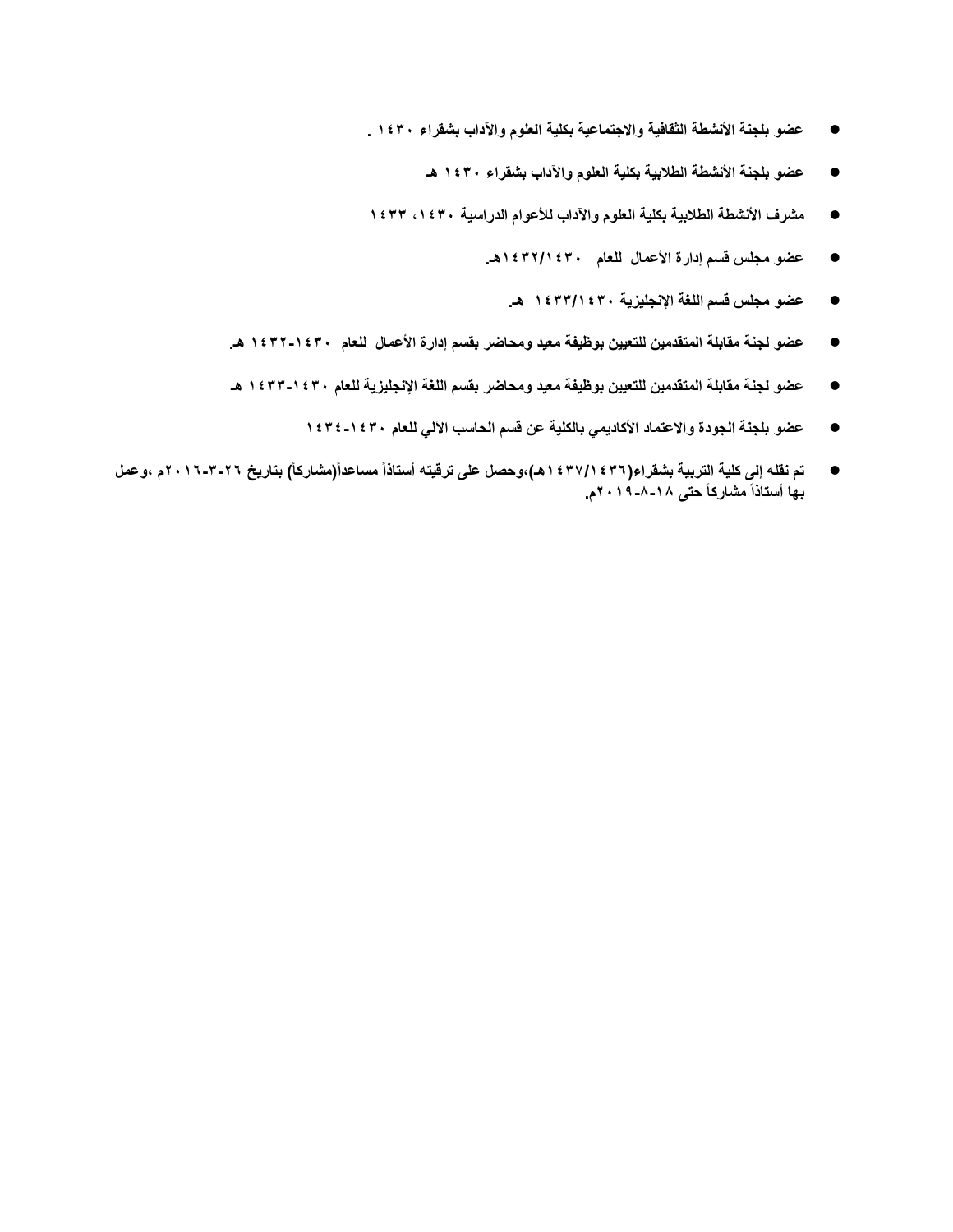- **عضو بلجنة الأنشطة الثقافية والاجتماعية بكلية العلوم والآداب بشقراء ١٤٣٠ .**
- **عضو بلجنة الأنشطة الطلابية بكلية العلوم والآداب بشقراء ١٤٣٠ هـ**
- **مشرف الأنشطة الطلابية بكلية العلوم والآداب للأعوام الدراسية ١٤٣٠، ١٤٣٣**
- **عضو مجلس قسم إدارة الأعمال للعام ١٤٣٢/١٤٣٠هـ.**
- **عضو مجلس قسم اللغة الإنجليزية ١٤٣٣/١٤٣٠ هـ.**
- **عضو لجنة مقابلة المتقدمين للتعيين بوظيفة معيد ومحاضر بقسم إدارة الأعمال للعام ١٤٣٠-١٤٣٢ هـ.**
- **عضو لجنة مقابلة المتقدمين للتعيين بوظيفة معيد ومحاضر بقسم اللغة الإنجليزية للعام ١٤٣٠-١٤٣٣ هـ**
- **عضو بلجنة الجودة والاعتماد الأكاديمي بالكلية عن قسم الحاسب الآلي للعام ١٤٣٠-١٤٣٤**
- **تم نقله إلى كلية التربية بشقراء(١٤٣٦/١٤٣٧هـ)،وحصل على ترقيته أستاذاً مساعداً(مشاركاً) بتاريخ ٢٦-٣-٢٠١٦م ،وعمل بها أستاذاً مشاركاً حتى ١٨-٨-٢٠١٩م.**